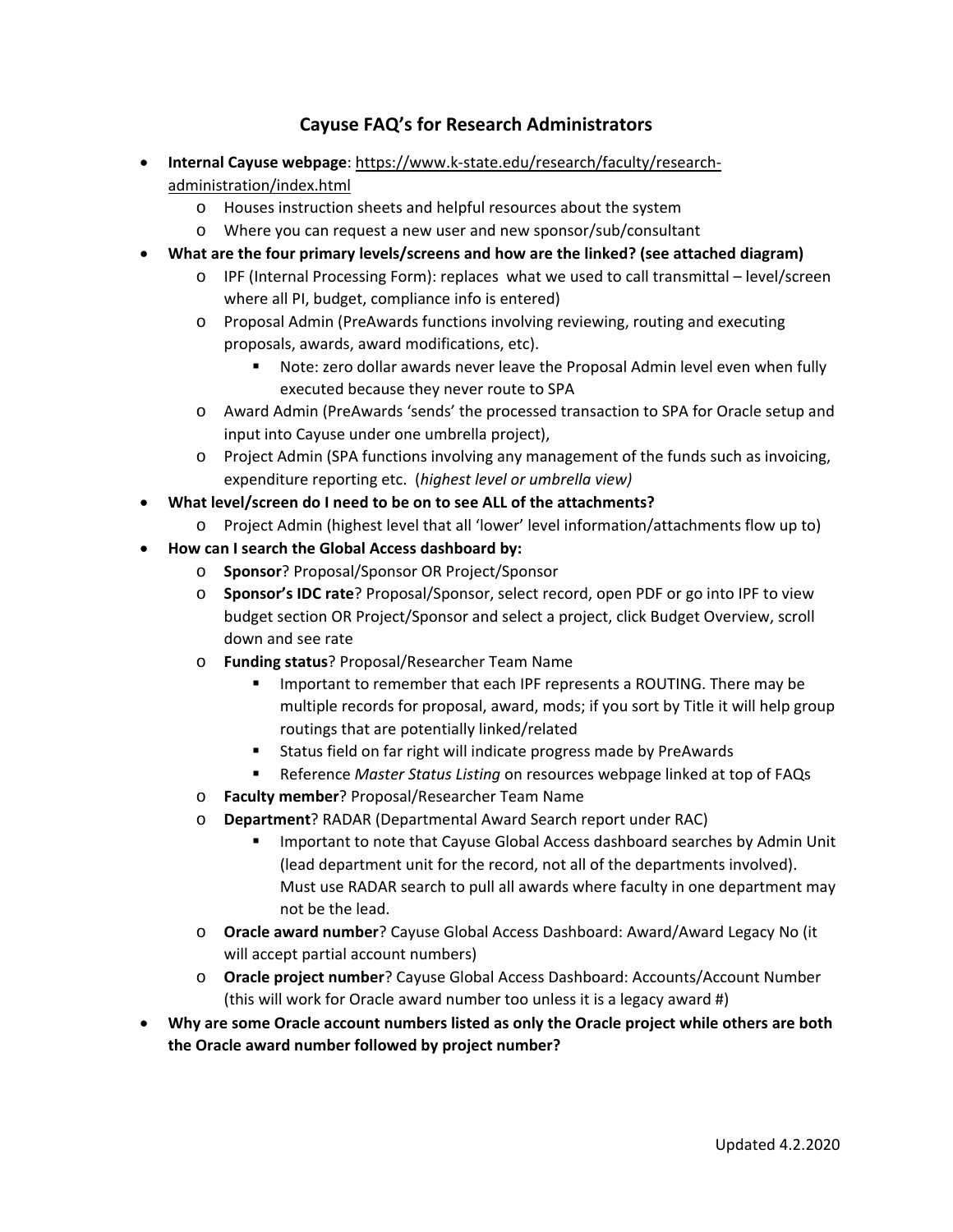# Cayuse FAQ's for Research Administrators

- **Internal Cayuse webpage**: https://www.k-state.edu/research/faculty/research-administration/index.html
  - Houses instruction sheets and helpful resources about the system
  - Where you can request a new user and new sponsor/sub/consultant
- **What are the four primary levels/screens and how are the linked? (see attached diagram)**
  - IPF (Internal Processing Form): replaces what we used to call transmittal – level/screen where all PI, budget, compliance info is entered)
  - Proposal Admin (PreAwards functions involving reviewing, routing and executing proposals, awards, award modifications, etc).
    - Note: zero dollar awards never leave the Proposal Admin level even when fully executed because they never route to SPA
  - Award Admin (PreAwards 'sends' the processed transaction to SPA for Oracle setup and input into Cayuse under one umbrella project),
  - Project Admin (SPA functions involving any management of the funds such as invoicing, expenditure reporting etc. (*highest level or umbrella view)*
- **What level/screen do I need to be on to see ALL of the attachments?**
  - Project Admin (highest level that all 'lower' level information/attachments flow up to)
- **How can I search the Global Access dashboard by:**
  - **Sponsor**? Proposal/Sponsor OR Project/Sponsor
  - **Sponsor's IDC rate**? Proposal/Sponsor, select record, open PDF or go into IPF to view budget section OR Project/Sponsor and select a project, click Budget Overview, scroll down and see rate
  - **Funding status**? Proposal/Researcher Team Name
    - Important to remember that each IPF represents a ROUTING. There may be multiple records for proposal, award, mods; if you sort by Title it will help group routings that are potentially linked/related
    - Status field on far right will indicate progress made by PreAwards
    - Reference *Master Status Listing* on resources webpage linked at top of FAQs
  - **Faculty member**? Proposal/Researcher Team Name
  - **Department**? RADAR (Departmental Award Search report under RAC)
    - Important to note that Cayuse Global Access dashboard searches by Admin Unit (lead department unit for the record, not all of the departments involved). Must use RADAR search to pull all awards where faculty in one department may not be the lead.
  - **Oracle award number**? Cayuse Global Access Dashboard: Award/Award Legacy No (it will accept partial account numbers)
  - **Oracle project number**? Cayuse Global Access Dashboard: Accounts/Account Number (this will work for Oracle award number too unless it is a legacy award #)
- **Why are some Oracle account numbers listed as only the Oracle project while others are both the Oracle award number followed by project number?**

Updated 4.2.2020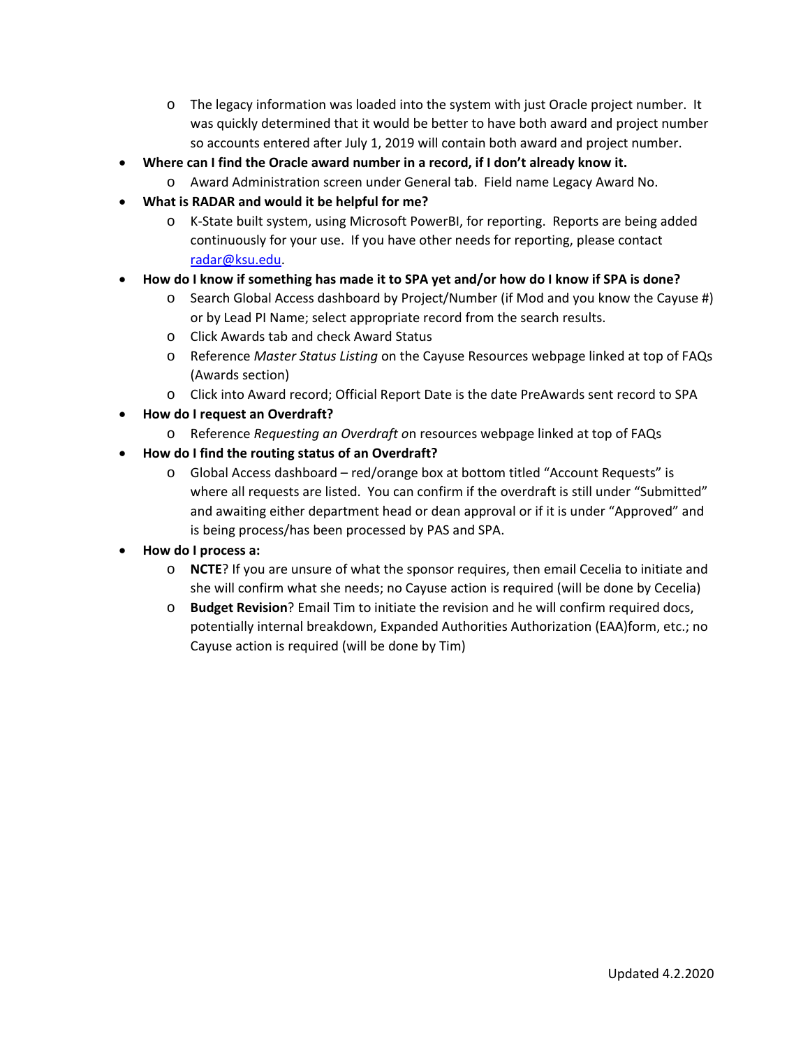- The legacy information was loaded into the system with just Oracle project number. It was quickly determined that it would be better to have both award and project number so accounts entered after July 1, 2019 will contain both award and project number.
- **Where can I find the Oracle award number in a record, if I don't already know it.**
  - Award Administration screen under General tab. Field name Legacy Award No.
- **What is RADAR and would it be helpful for me?**
  - K-State built system, using Microsoft PowerBI, for reporting. Reports are being added continuously for your use. If you have other needs for reporting, please contact radar@ksu.edu.
- **How do I know if something has made it to SPA yet and/or how do I know if SPA is done?**
  - Search Global Access dashboard by Project/Number (if Mod and you know the Cayuse #) or by Lead PI Name; select appropriate record from the search results.
  - Click Awards tab and check Award Status
  - Reference *Master Status Listing* on the Cayuse Resources webpage linked at top of FAQs (Awards section)
  - Click into Award record; Official Report Date is the date PreAwards sent record to SPA
- **How do I request an Overdraft?**
  - Reference *Requesting an Overdraft o*n resources webpage linked at top of FAQs
- **How do I find the routing status of an Overdraft?**
  - Global Access dashboard – red/orange box at bottom titled "Account Requests" is where all requests are listed. You can confirm if the overdraft is still under "Submitted" and awaiting either department head or dean approval or if it is under "Approved" and is being process/has been processed by PAS and SPA.
- **How do I process a:**
  - **NCTE**? If you are unsure of what the sponsor requires, then email Cecelia to initiate and she will confirm what she needs; no Cayuse action is required (will be done by Cecelia)
  - **Budget Revision**? Email Tim to initiate the revision and he will confirm required docs, potentially internal breakdown, Expanded Authorities Authorization (EAA)form, etc.; no Cayuse action is required (will be done by Tim)

Updated 4.2.2020